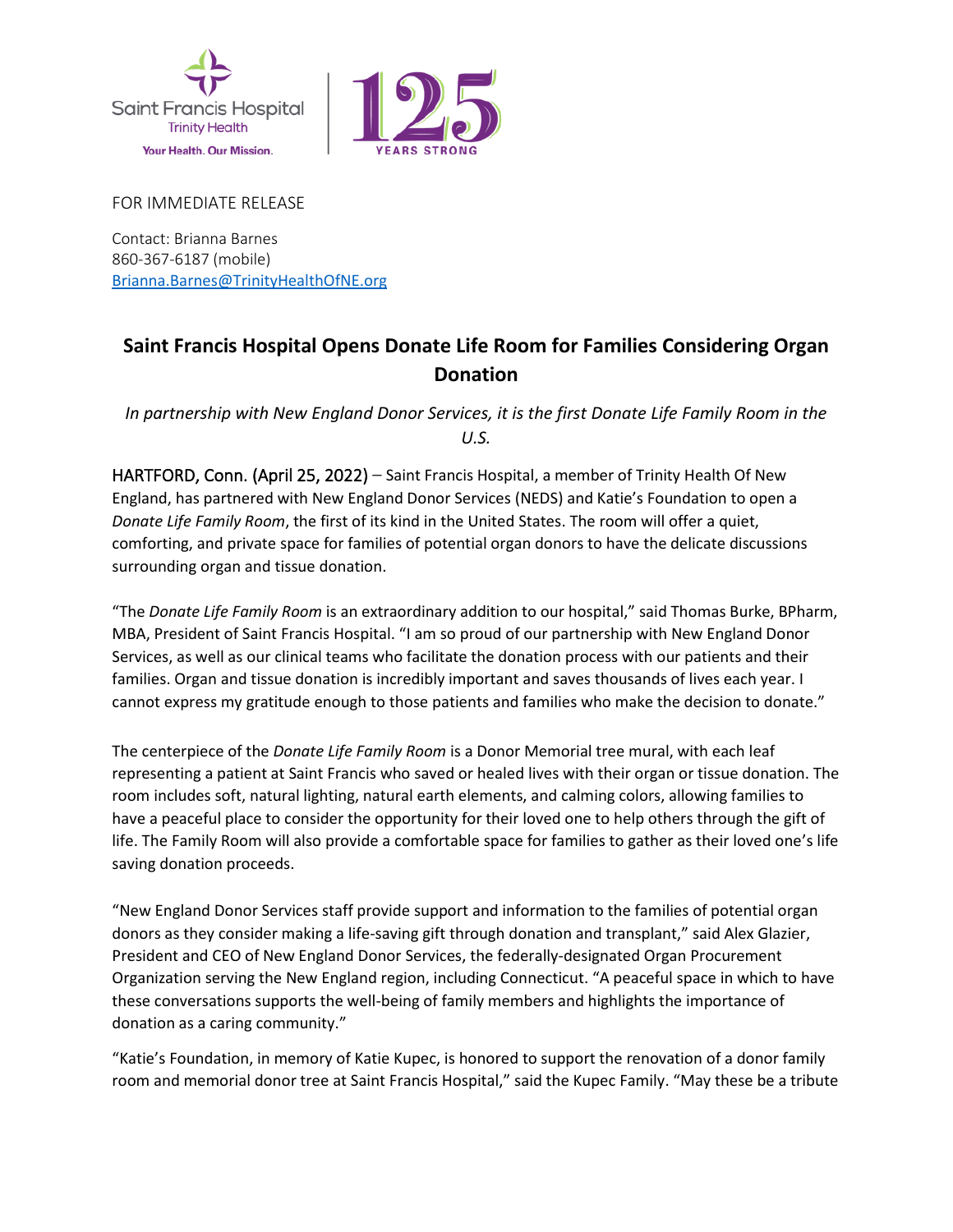Saint Francis Hospital
Trinity Health
Your Health. Our Mission.

125 YEARS STRONG

FOR IMMEDIATE RELEASE

Contact: Brianna Barnes
860-367-6187 (mobile)
Brianna.Barnes@TrinityHealthOfNE.org

# Saint Francis Hospital Opens Donate Life Room for Families Considering Organ Donation

*In partnership with New England Donor Services, it is the first Donate Life Family Room in the U.S.*

HARTFORD, Conn. (April 25, 2022) – Saint Francis Hospital, a member of Trinity Health Of New England, has partnered with New England Donor Services (NEDS) and Katie's Foundation to open a *Donate Life Family Room*, the first of its kind in the United States. The room will offer a quiet, comforting, and private space for families of potential organ donors to have the delicate discussions surrounding organ and tissue donation.

"The *Donate Life Family Room* is an extraordinary addition to our hospital," said Thomas Burke, BPharm, MBA, President of Saint Francis Hospital. "I am so proud of our partnership with New England Donor Services, as well as our clinical teams who facilitate the donation process with our patients and their families. Organ and tissue donation is incredibly important and saves thousands of lives each year. I cannot express my gratitude enough to those patients and families who make the decision to donate."

The centerpiece of the *Donate Life Family Room* is a Donor Memorial tree mural, with each leaf representing a patient at Saint Francis who saved or healed lives with their organ or tissue donation. The room includes soft, natural lighting, natural earth elements, and calming colors, allowing families to have a peaceful place to consider the opportunity for their loved one to help others through the gift of life. The Family Room will also provide a comfortable space for families to gather as their loved one's life saving donation proceeds.

"New England Donor Services staff provide support and information to the families of potential organ donors as they consider making a life-saving gift through donation and transplant," said Alex Glazier, President and CEO of New England Donor Services, the federally-designated Organ Procurement Organization serving the New England region, including Connecticut. "A peaceful space in which to have these conversations supports the well-being of family members and highlights the importance of donation as a caring community."

"Katie's Foundation, in memory of Katie Kupec, is honored to support the renovation of a donor family room and memorial donor tree at Saint Francis Hospital," said the Kupec Family. "May these be a tribute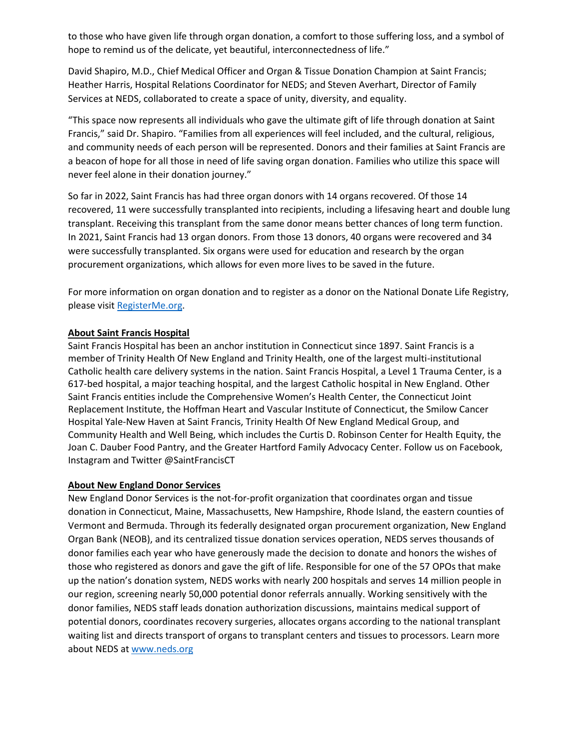to those who have given life through organ donation, a comfort to those suffering loss, and a symbol of hope to remind us of the delicate, yet beautiful, interconnectedness of life."

David Shapiro, M.D., Chief Medical Officer and Organ & Tissue Donation Champion at Saint Francis; Heather Harris, Hospital Relations Coordinator for NEDS; and Steven Averhart, Director of Family Services at NEDS, collaborated to create a space of unity, diversity, and equality.

"This space now represents all individuals who gave the ultimate gift of life through donation at Saint Francis," said Dr. Shapiro. "Families from all experiences will feel included, and the cultural, religious, and community needs of each person will be represented. Donors and their families at Saint Francis are a beacon of hope for all those in need of life saving organ donation. Families who utilize this space will never feel alone in their donation journey."

So far in 2022, Saint Francis has had three organ donors with 14 organs recovered. Of those 14 recovered, 11 were successfully transplanted into recipients, including a lifesaving heart and double lung transplant. Receiving this transplant from the same donor means better chances of long term function. In 2021, Saint Francis had 13 organ donors. From those 13 donors, 40 organs were recovered and 34 were successfully transplanted. Six organs were used for education and research by the organ procurement organizations, which allows for even more lives to be saved in the future.

For more information on organ donation and to register as a donor on the National Donate Life Registry, please visit [RegisterMe.org](RegisterMe.org).

**About Saint Francis Hospital**

Saint Francis Hospital has been an anchor institution in Connecticut since 1897. Saint Francis is a member of Trinity Health Of New England and Trinity Health, one of the largest multi-institutional Catholic health care delivery systems in the nation. Saint Francis Hospital, a Level 1 Trauma Center, is a 617-bed hospital, a major teaching hospital, and the largest Catholic hospital in New England. Other Saint Francis entities include the Comprehensive Women's Health Center, the Connecticut Joint Replacement Institute, the Hoffman Heart and Vascular Institute of Connecticut, the Smilow Cancer Hospital Yale-New Haven at Saint Francis, Trinity Health Of New England Medical Group, and Community Health and Well Being, which includes the Curtis D. Robinson Center for Health Equity, the Joan C. Dauber Food Pantry, and the Greater Hartford Family Advocacy Center. Follow us on Facebook, Instagram and Twitter @SaintFrancisCT

**About New England Donor Services**

New England Donor Services is the not-for-profit organization that coordinates organ and tissue donation in Connecticut, Maine, Massachusetts, New Hampshire, Rhode Island, the eastern counties of Vermont and Bermuda. Through its federally designated organ procurement organization, New England Organ Bank (NEOB), and its centralized tissue donation services operation, NEDS serves thousands of donor families each year who have generously made the decision to donate and honors the wishes of those who registered as donors and gave the gift of life. Responsible for one of the 57 OPOs that make up the nation's donation system, NEDS works with nearly 200 hospitals and serves 14 million people in our region, screening nearly 50,000 potential donor referrals annually. Working sensitively with the donor families, NEDS staff leads donation authorization discussions, maintains medical support of potential donors, coordinates recovery surgeries, allocates organs according to the national transplant waiting list and directs transport of organs to transplant centers and tissues to processors. Learn more about NEDS at [www.neds.org](www.neds.org)